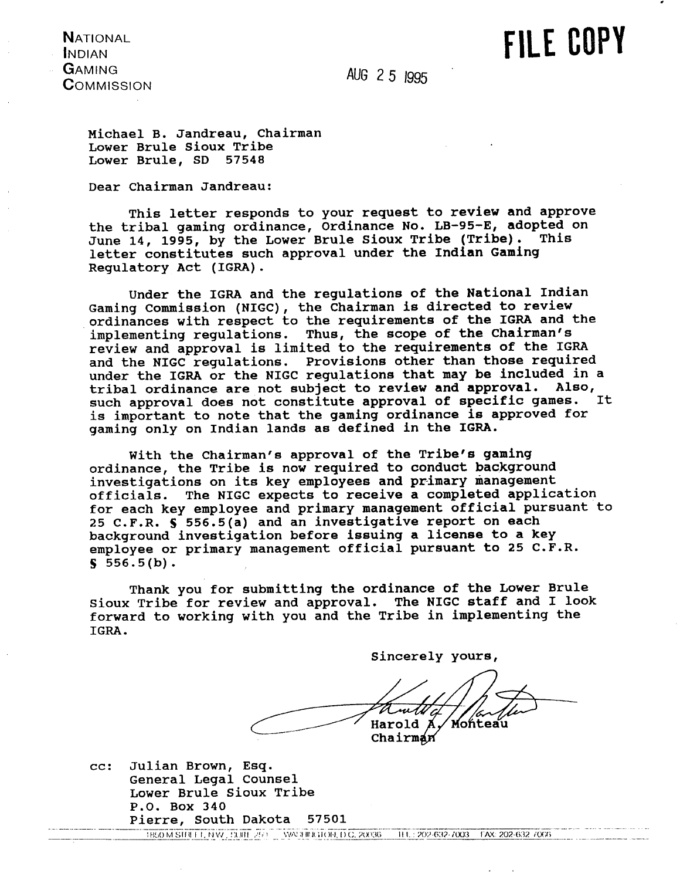NATIONAL
INDIAN
GAMING
COMMISSION

**FILE COPY**

AUG 25 1995

Michael B. Jandreau, Chairman
Lower Brule Sioux Tribe
Lower Brule, SD 57548

Dear Chairman Jandreau:

This letter responds to your request to review and approve the tribal gaming ordinance, Ordinance No. LB-95-E, adopted on June 14, 1995, by the Lower Brule Sioux Tribe (Tribe). This letter constitutes such approval under the Indian Gaming Regulatory Act (IGRA).

Under the IGRA and the regulations of the National Indian Gaming Commission (NIGC), the Chairman is directed to review ordinances with respect to the requirements of the IGRA and the implementing regulations. Thus, the scope of the Chairman's review and approval is limited to the requirements of the IGRA and the NIGC regulations. Provisions other than those required under the IGRA or the NIGC regulations that may be included in a tribal ordinance are not subject to review and approval. Also, such approval does not constitute approval of specific games. It is important to note that the gaming ordinance is approved for gaming only on Indian lands as defined in the IGRA.

With the Chairman's approval of the Tribe's gaming ordinance, the Tribe is now required to conduct background investigations on its key employees and primary management officials. The NIGC expects to receive a completed application for each key employee and primary management official pursuant to 25 C.F.R. § 556.5(a) and an investigative report on each background investigation before issuing a license to a key employee or primary management official pursuant to 25 C.F.R. § 556.5(b).

Thank you for submitting the ordinance of the Lower Brule Sioux Tribe for review and approval. The NIGC staff and I look forward to working with you and the Tribe in implementing the IGRA.

Sincerely yours,

Harold A. Monteau
Chairman

cc: Julian Brown, Esq.
General Legal Counsel
Lower Brule Sioux Tribe
P.O. Box 340
Pierre, South Dakota 57501

1850 M STREET, NW, SUITE 250 WASHINGTON, D.C. 20036 TEL: 202-632-7003 FAX: 202-632-7066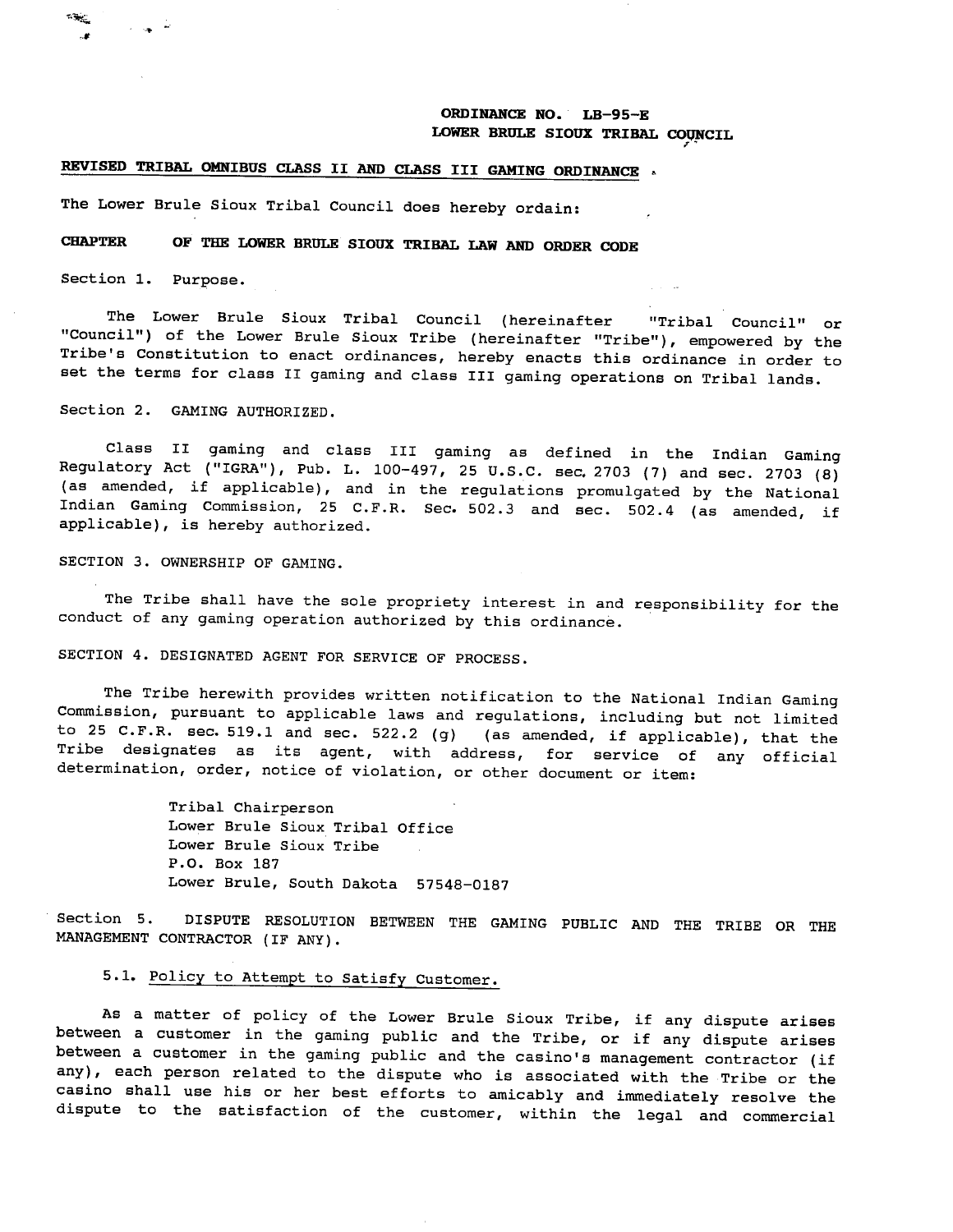**ORDINANCE NO. LB-95-E**
**LOWER BRULE SIOUX TRIBAL COUNCIL**

**REVISED TRIBAL OMNIBUS CLASS II AND CLASS III GAMING ORDINANCE**

The Lower Brule Sioux Tribal Council does hereby ordain:

**CHAPTER OF THE LOWER BRULE SIOUX TRIBAL LAW AND ORDER CODE**

Section 1. Purpose.

The Lower Brule Sioux Tribal Council (hereinafter "Tribal Council" or "Council") of the Lower Brule Sioux Tribe (hereinafter "Tribe"), empowered by the Tribe's Constitution to enact ordinances, hereby enacts this ordinance in order to set the terms for class II gaming and class III gaming operations on Tribal lands.

Section 2. GAMING AUTHORIZED.

Class II gaming and class III gaming as defined in the Indian Gaming Regulatory Act ("IGRA"), Pub. L. 100-497, 25 U.S.C. sec. 2703 (7) and sec. 2703 (8) (as amended, if applicable), and in the regulations promulgated by the National Indian Gaming Commission, 25 C.F.R. Sec. 502.3 and sec. 502.4 (as amended, if applicable), is hereby authorized.

SECTION 3. OWNERSHIP OF GAMING.

The Tribe shall have the sole propriety interest in and responsibility for the conduct of any gaming operation authorized by this ordinance.

SECTION 4. DESIGNATED AGENT FOR SERVICE OF PROCESS.

The Tribe herewith provides written notification to the National Indian Gaming Commission, pursuant to applicable laws and regulations, including but not limited to 25 C.F.R. sec. 519.1 and sec. 522.2 (g) (as amended, if applicable), that the Tribe designates as its agent, with address, for service of any official determination, order, notice of violation, or other document or item:

Tribal Chairperson
Lower Brule Sioux Tribal Office
Lower Brule Sioux Tribe
P.O. Box 187
Lower Brule, South Dakota 57548-0187

Section 5. DISPUTE RESOLUTION BETWEEN THE GAMING PUBLIC AND THE TRIBE OR THE MANAGEMENT CONTRACTOR (IF ANY).

5.1. Policy to Attempt to Satisfy Customer.

As a matter of policy of the Lower Brule Sioux Tribe, if any dispute arises between a customer in the gaming public and the Tribe, or if any dispute arises between a customer in the gaming public and the casino's management contractor (if any), each person related to the dispute who is associated with the Tribe or the casino shall use his or her best efforts to amicably and immediately resolve the dispute to the satisfaction of the customer, within the legal and commercial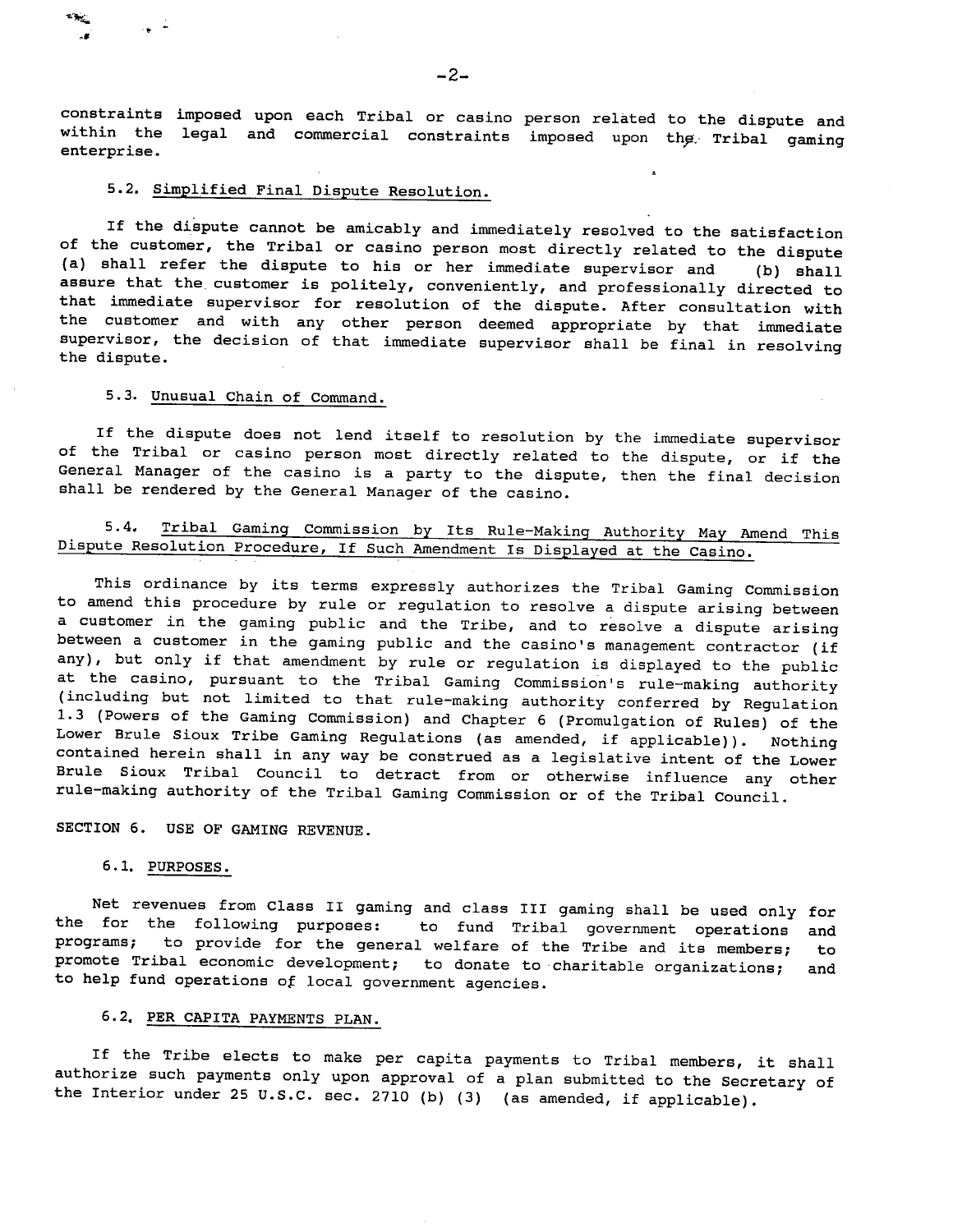constraints imposed upon each Tribal or casino person related to the dispute and within the legal and commercial constraints imposed upon the Tribal gaming enterprise.

### 5.2. Simplified Final Dispute Resolution.

If the dispute cannot be amicably and immediately resolved to the satisfaction of the customer, the Tribal or casino person most directly related to the dispute (a) shall refer the dispute to his or her immediate supervisor and (b) shall assure that the customer is politely, conveniently, and professionally directed to that immediate supervisor for resolution of the dispute. After consultation with the customer and with any other person deemed appropriate by that immediate supervisor, the decision of that immediate supervisor shall be final in resolving the dispute.

### 5.3. Unusual Chain of Command.

If the dispute does not lend itself to resolution by the immediate supervisor of the Tribal or casino person most directly related to the dispute, or if the General Manager of the casino is a party to the dispute, then the final decision shall be rendered by the General Manager of the casino.

### 5.4. Tribal Gaming Commission by Its Rule-Making Authority May Amend This Dispute Resolution Procedure, If Such Amendment Is Displayed at the Casino.

This ordinance by its terms expressly authorizes the Tribal Gaming Commission to amend this procedure by rule or regulation to resolve a dispute arising between a customer in the gaming public and the Tribe, and to resolve a dispute arising between a customer in the gaming public and the casino's management contractor (if any), but only if that amendment by rule or regulation is displayed to the public at the casino, pursuant to the Tribal Gaming Commission's rule-making authority (including but not limited to that rule-making authority conferred by Regulation 1.3 (Powers of the Gaming Commission) and Chapter 6 (Promulgation of Rules) of the Lower Brule Sioux Tribe Gaming Regulations (as amended, if applicable)). Nothing contained herein shall in any way be construed as a legislative intent of the Lower Brule Sioux Tribal Council to detract from or otherwise influence any other rule-making authority of the Tribal Gaming Commission or of the Tribal Council.

## SECTION 6. USE OF GAMING REVENUE.

### 6.1. PURPOSES.

Net revenues from Class II gaming and class III gaming shall be used only for the for the following purposes: to fund Tribal government operations and programs; to provide for the general welfare of the Tribe and its members; to promote Tribal economic development; to donate to charitable organizations; and to help fund operations of local government agencies.

### 6.2. PER CAPITA PAYMENTS PLAN.

If the Tribe elects to make per capita payments to Tribal members, it shall authorize such payments only upon approval of a plan submitted to the Secretary of the Interior under 25 U.S.C. sec. 2710 (b) (3) (as amended, if applicable).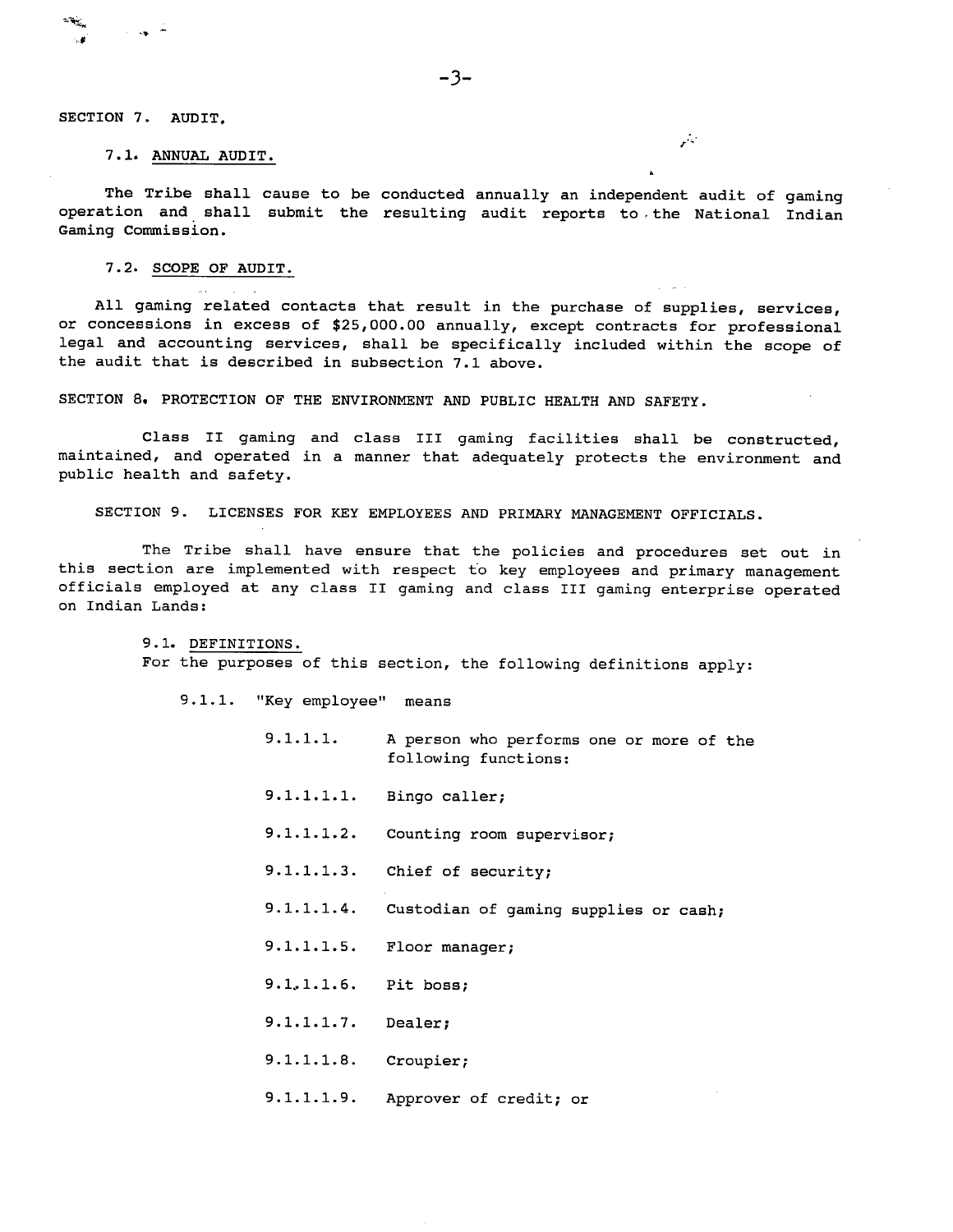SECTION 7. AUDIT.

7.1. <u>ANNUAL AUDIT.</u>

The Tribe shall cause to be conducted annually an independent audit of gaming operation and shall submit the resulting audit reports to the National Indian Gaming Commission.

7.2. <u>SCOPE OF AUDIT.</u>

All gaming related contacts that result in the purchase of supplies, services, or concessions in excess of $25,000.00 annually, except contracts for professional legal and accounting services, shall be specifically included within the scope of the audit that is described in subsection 7.1 above.

SECTION 8. PROTECTION OF THE ENVIRONMENT AND PUBLIC HEALTH AND SAFETY.

Class II gaming and class III gaming facilities shall be constructed, maintained, and operated in a manner that adequately protects the environment and public health and safety.

SECTION 9. LICENSES FOR KEY EMPLOYEES AND PRIMARY MANAGEMENT OFFICIALS.

The Tribe shall have ensure that the policies and procedures set out in this section are implemented with respect to key employees and primary management officials employed at any class II gaming and class III gaming enterprise operated on Indian Lands:

9.1. <u>DEFINITIONS.</u>
For the purposes of this section, the following definitions apply:

9.1.1. "Key employee" means

9.1.1.1. A person who performs one or more of the following functions:

9.1.1.1.1. Bingo caller;

9.1.1.1.2. Counting room supervisor;

9.1.1.1.3. Chief of security;

9.1.1.1.4. Custodian of gaming supplies or cash;

9.1.1.1.5. Floor manager;

9.1.1.1.6. Pit boss;

9.1.1.1.7. Dealer;

9.1.1.1.8. Croupier;

9.1.1.1.9. Approver of credit; or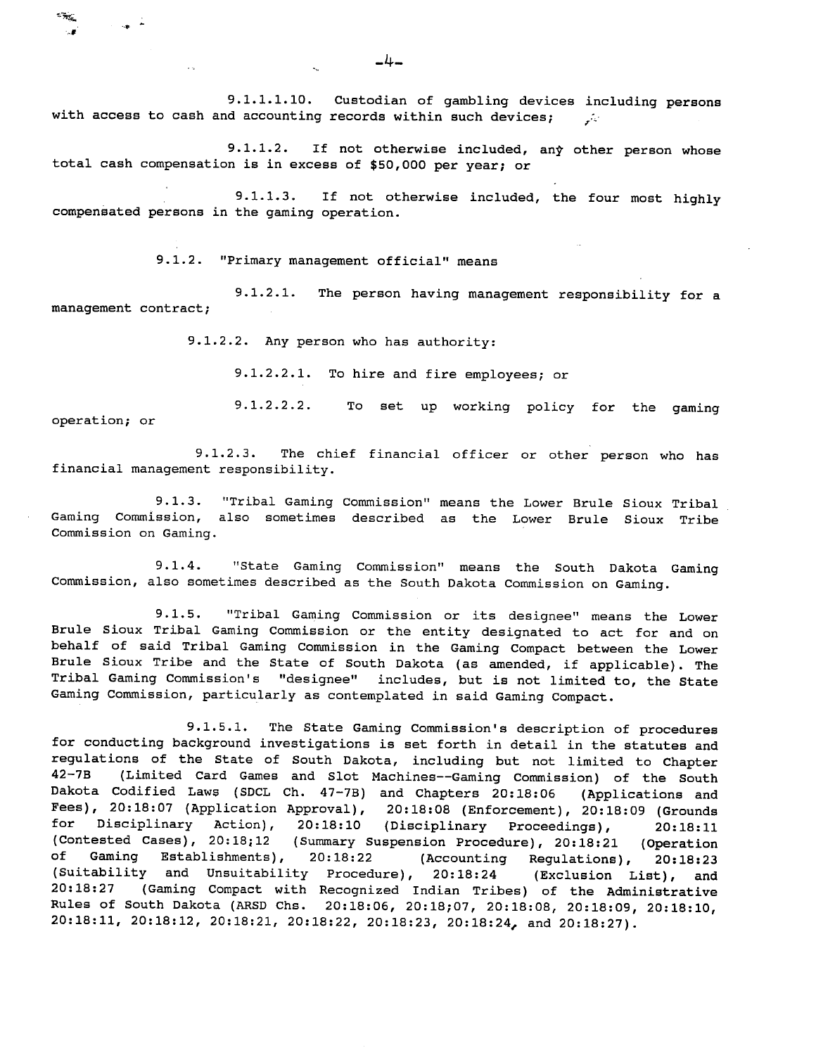9.1.1.1.10. Custodian of gambling devices including persons with access to cash and accounting records within such devices;

9.1.1.2. If not otherwise included, any other person whose total cash compensation is in excess of $50,000 per year; or

9.1.1.3. If not otherwise included, the four most highly compensated persons in the gaming operation.

9.1.2. "Primary management official" means

9.1.2.1. The person having management responsibility for a management contract;

9.1.2.2. Any person who has authority:

9.1.2.2.1. To hire and fire employees; or

9.1.2.2.2. To set up working policy for the gaming operation; or

9.1.2.3. The chief financial officer or other person who has financial management responsibility.

9.1.3. "Tribal Gaming Commission" means the Lower Brule Sioux Tribal Gaming Commission, also sometimes described as the Lower Brule Sioux Tribe Commission on Gaming.

9.1.4. "State Gaming Commission" means the South Dakota Gaming Commission, also sometimes described as the South Dakota Commission on Gaming.

9.1.5. "Tribal Gaming Commission or its designee" means the Lower Brule Sioux Tribal Gaming Commission or the entity designated to act for and on behalf of said Tribal Gaming Commission in the Gaming Compact between the Lower Brule Sioux Tribe and the State of South Dakota (as amended, if applicable). The Tribal Gaming Commission's "designee" includes, but is not limited to, the State Gaming Commission, particularly as contemplated in said Gaming Compact.

9.1.5.1. The State Gaming Commission's description of procedures for conducting background investigations is set forth in detail in the statutes and regulations of the State of South Dakota, including but not limited to Chapter 42-7B (Limited Card Games and Slot Machines--Gaming Commission) of the South Dakota Codified Laws (SDCL Ch. 47-7B) and Chapters 20:18:06 (Applications and Fees), 20:18:07 (Application Approval), 20:18:08 (Enforcement), 20:18:09 (Grounds for Disciplinary Action), 20:18:10 (Disciplinary Proceedings), 20:18:11 (Contested Cases), 20:18;12 (Summary Suspension Procedure), 20:18:21 (Operation of Gaming Establishments), 20:18:22 (Accounting Regulations), 20:18:23 (Suitability and Unsuitability Procedure), 20:18:24 (Exclusion List), and 20:18:27 (Gaming Compact with Recognized Indian Tribes) of the Administrative Rules of South Dakota (ARSD Chs. 20:18:06, 20:18;07, 20:18:08, 20:18:09, 20:18:10, 20:18:11, 20:18:12, 20:18:21, 20:18:22, 20:18:23, 20:18:24, and 20:18:27).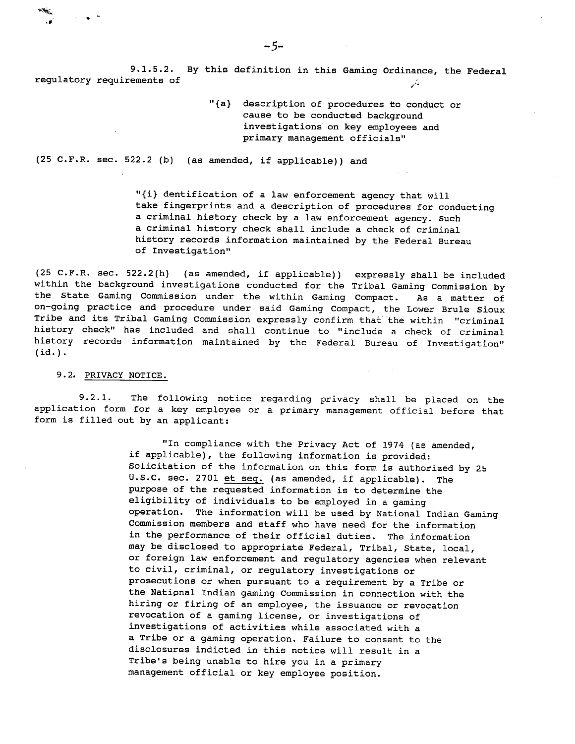9.1.5.2. By this definition in this Gaming Ordinance, the Federal regulatory requirements of

> "{a} description of procedures to conduct or cause to be conducted background investigations on key employees and primary management officials"

(25 C.F.R. sec. 522.2 (b) (as amended, if applicable)) and

> "{i} dentification of a law enforcement agency that will take fingerprints and a description of procedures for conducting a criminal history check by a law enforcement agency. Such a criminal history check shall include a check of criminal history records information maintained by the Federal Bureau of Investigation"

(25 C.F.R. sec. 522.2(h) (as amended, if applicable)) expressly shall be included within the background investigations conducted for the Tribal Gaming Commission by the State Gaming Commission under the within Gaming Compact. As a matter of on-going practice and procedure under said Gaming Compact, the Lower Brule Sioux Tribe and its Tribal Gaming Commission expressly confirm that the within "criminal history check" has included and shall continue to "include a check of criminal history records information maintained by the Federal Bureau of Investigation" (id.).

9.2. PRIVACY NOTICE.

9.2.1. The following notice regarding privacy shall be placed on the application form for a key employee or a primary management official before that form is filled out by an applicant:

> "In compliance with the Privacy Act of 1974 (as amended, if applicable), the following information is provided: Solicitation of the information on this form is authorized by 25 U.S.C. sec. 2701 et seq. (as amended, if applicable). The purpose of the requested information is to determine the eligibility of individuals to be employed in a gaming operation. The information will be used by National Indian Gaming Commission members and staff who have need for the information in the performance of their official duties. The information may be disclosed to appropriate Federal, Tribal, State, local, or foreign law enforcement and regulatory agencies when relevant to civil, criminal, or regulatory investigations or prosecutions or when pursuant to a requirement by a Tribe or the National Indian gaming Commission in connection with the hiring or firing of an employee, the issuance or revocation revocation of a gaming license, or investigations of activities while associated with a a Tribe or a gaming operation. Failure to consent to the disclosures indicted in this notice will result in a Tribe's being unable to hire you in a primary management official or key employee position.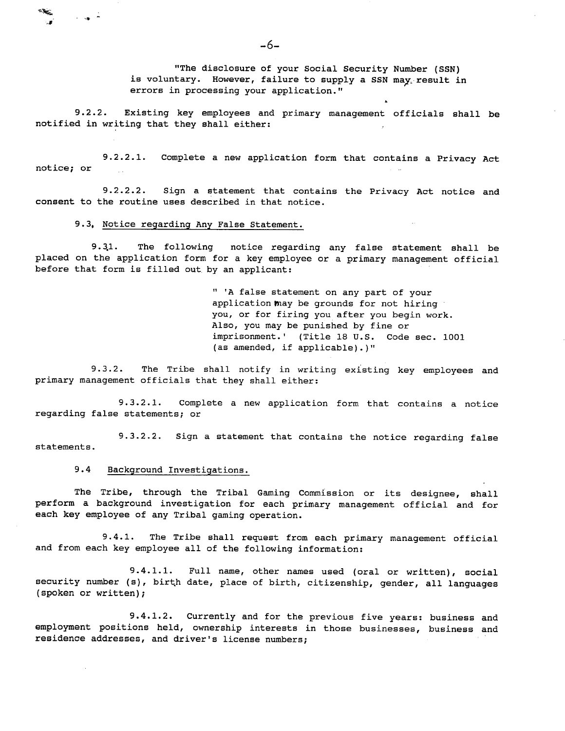"The disclosure of your Social Security Number (SSN) is voluntary. However, failure to supply a SSN may result in errors in processing your application."

9.2.2. Existing key employees and primary management officials shall be notified in writing that they shall either:

9.2.2.1. Complete a new application form that contains a Privacy Act notice; or

9.2.2.2. Sign a statement that contains the Privacy Act notice and consent to the routine uses described in that notice.

9.3. Notice regarding Any False Statement.

9.3.1. The following notice regarding any false statement shall be placed on the application form for a key employee or a primary management official before that form is filled out by an applicant:

> " 'A false statement on any part of your application may be grounds for not hiring you, or for firing you after you begin work. Also, you may be punished by fine or imprisonment.' (Title 18 U.S. Code sec. 1001 (as amended, if applicable).)"

9.3.2. The Tribe shall notify in writing existing key employees and primary management officials that they shall either:

9.3.2.1. Complete a new application form that contains a notice regarding false statements; or

9.3.2.2. Sign a statement that contains the notice regarding false statements.

9.4 Background Investigations.

The Tribe, through the Tribal Gaming Commission or its designee, shall perform a background investigation for each primary management official and for each key employee of any Tribal gaming operation.

9.4.1. The Tribe shall request from each primary management official and from each key employee all of the following information:

9.4.1.1. Full name, other names used (oral or written), social security number (s), birth date, place of birth, citizenship, gender, all languages (spoken or written);

9.4.1.2. Currently and for the previous five years: business and employment positions held, ownership interests in those businesses, business and residence addresses, and driver's license numbers;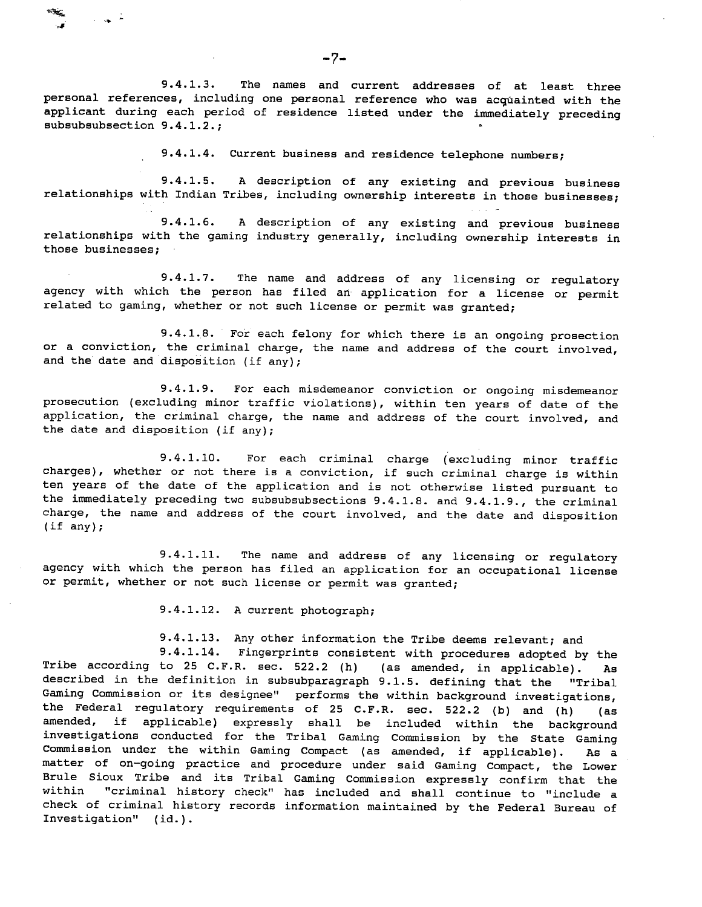9.4.1.3. The names and current addresses of at least three personal references, including one personal reference who was acquainted with the applicant during each period of residence listed under the immediately preceding subsubsubsection 9.4.1.2.;

9.4.1.4. Current business and residence telephone numbers;

9.4.1.5. A description of any existing and previous business relationships with Indian Tribes, including ownership interests in those businesses;

9.4.1.6. A description of any existing and previous business relationships with the gaming industry generally, including ownership interests in those businesses;

9.4.1.7. The name and address of any licensing or regulatory agency with which the person has filed an application for a license or permit related to gaming, whether or not such license or permit was granted;

9.4.1.8. For each felony for which there is an ongoing prosection or a conviction, the criminal charge, the name and address of the court involved, and the date and disposition (if any);

9.4.1.9. For each misdemeanor conviction or ongoing misdemeanor prosecution (excluding minor traffic violations), within ten years of date of the application, the criminal charge, the name and address of the court involved, and the date and disposition (if any);

9.4.1.10. For each criminal charge (excluding minor traffic charges), whether or not there is a conviction, if such criminal charge is within ten years of the date of the application and is not otherwise listed pursuant to the immediately preceding two subsubsubsections 9.4.1.8. and 9.4.1.9., the criminal charge, the name and address of the court involved, and the date and disposition (if any);

9.4.1.11. The name and address of any licensing or regulatory agency with which the person has filed an application for an occupational license or permit, whether or not such license or permit was granted;

9.4.1.12. A current photograph;

9.4.1.13. Any other information the Tribe deems relevant; and

9.4.1.14. Fingerprints consistent with procedures adopted by the Tribe according to 25 C.F.R. sec. 522.2 (h) (as amended, in applicable). As described in the definition in subsubparagraph 9.1.5. defining that the "Tribal Gaming Commission or its designee" performs the within background investigations, the Federal regulatory requirements of 25 C.F.R. sec. 522.2 (b) and (h) (as amended, if applicable) expressly shall be included within the background investigations conducted for the Tribal Gaming Commission by the State Gaming Commission under the within Gaming Compact (as amended, if applicable). As a matter of on-going practice and procedure under said Gaming Compact, the Lower Brule Sioux Tribe and its Tribal Gaming Commission expressly confirm that the within "criminal history check" has included and shall continue to "include a check of criminal history records information maintained by the Federal Bureau of Investigation" (id.).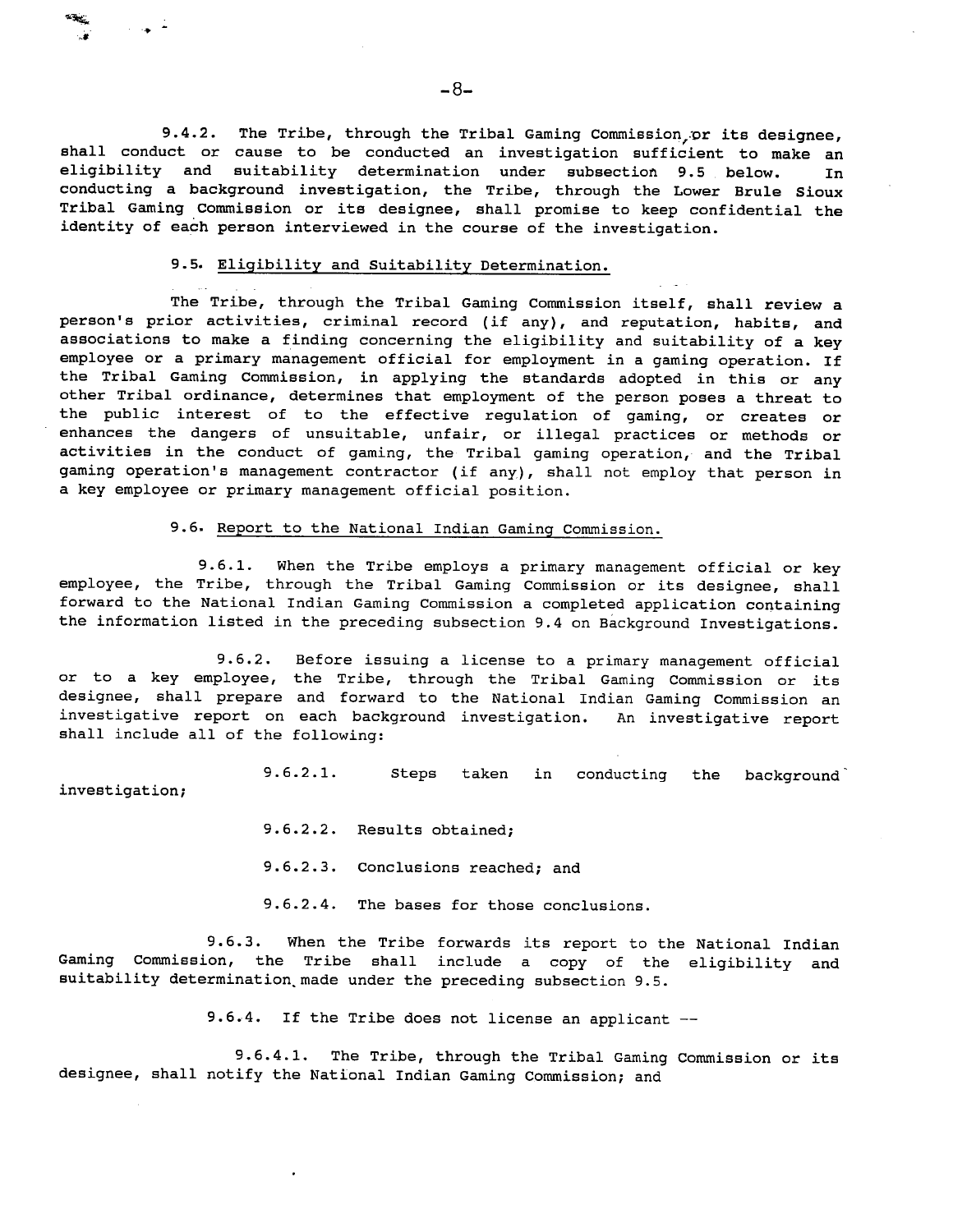9.4.2. The Tribe, through the Tribal Gaming Commission or its designee, shall conduct or cause to be conducted an investigation sufficient to make an eligibility and suitability determination under subsection 9.5 below. In conducting a background investigation, the Tribe, through the Lower Brule Sioux Tribal Gaming Commission or its designee, shall promise to keep confidential the identity of each person interviewed in the course of the investigation.

9.5. Eligibility and Suitability Determination.

The Tribe, through the Tribal Gaming Commission itself, shall review a person's prior activities, criminal record (if any), and reputation, habits, and associations to make a finding concerning the eligibility and suitability of a key employee or a primary management official for employment in a gaming operation. If the Tribal Gaming Commission, in applying the standards adopted in this or any other Tribal ordinance, determines that employment of the person poses a threat to the public interest of to the effective regulation of gaming, or creates or enhances the dangers of unsuitable, unfair, or illegal practices or methods or activities in the conduct of gaming, the Tribal gaming operation, and the Tribal gaming operation's management contractor (if any), shall not employ that person in a key employee or primary management official position.

9.6. Report to the National Indian Gaming Commission.

9.6.1. When the Tribe employs a primary management official or key employee, the Tribe, through the Tribal Gaming Commission or its designee, shall forward to the National Indian Gaming Commission a completed application containing the information listed in the preceding subsection 9.4 on Background Investigations.

9.6.2. Before issuing a license to a primary management official or to a key employee, the Tribe, through the Tribal Gaming Commission or its designee, shall prepare and forward to the National Indian Gaming Commission an investigative report on each background investigation. An investigative report shall include all of the following:

9.6.2.1. Steps taken in conducting the background investigation;

9.6.2.2. Results obtained;

9.6.2.3. Conclusions reached; and

9.6.2.4. The bases for those conclusions.

9.6.3. When the Tribe forwards its report to the National Indian Gaming Commission, the Tribe shall include a copy of the eligibility and suitability determination made under the preceding subsection 9.5.

9.6.4. If the Tribe does not license an applicant --

9.6.4.1. The Tribe, through the Tribal Gaming Commission or its designee, shall notify the National Indian Gaming Commission; and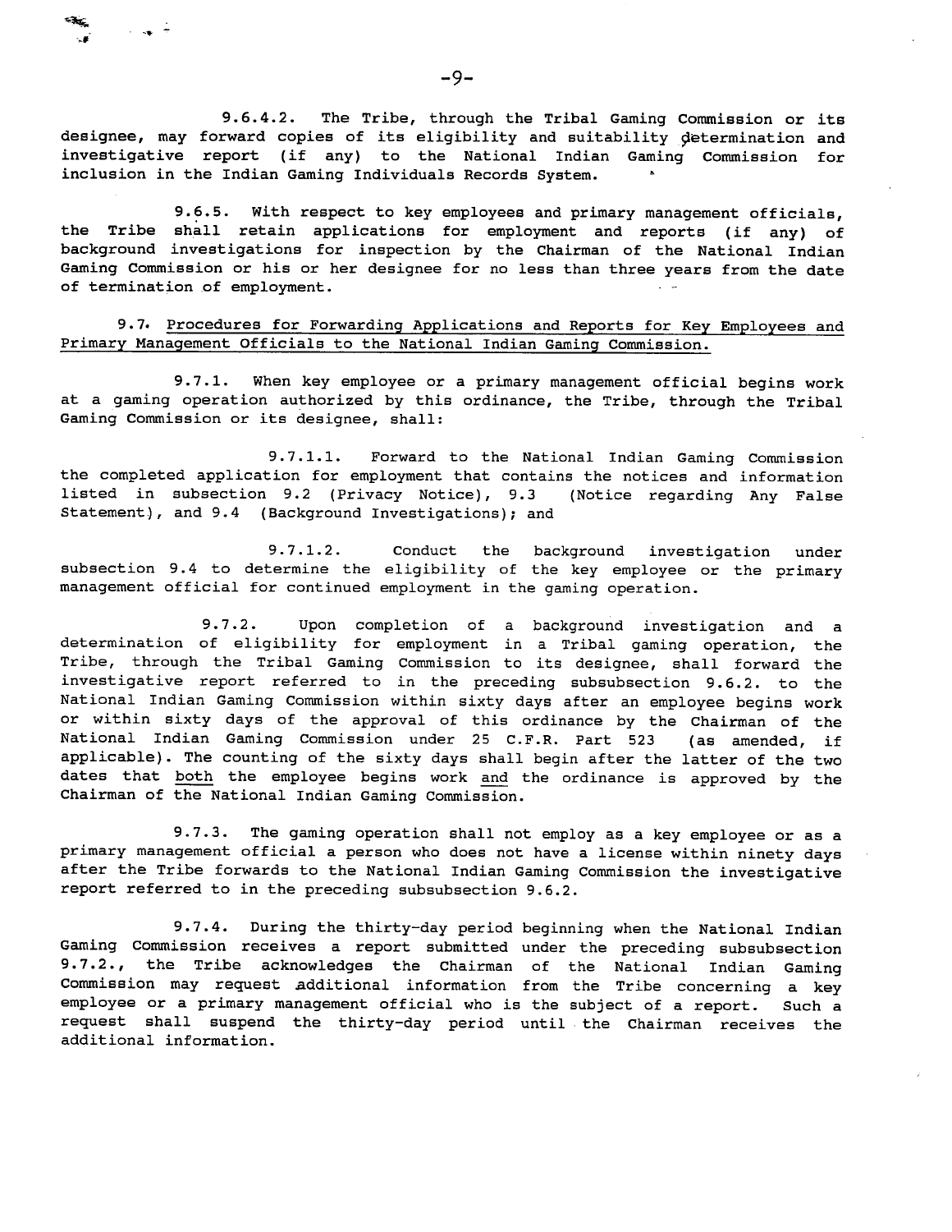9.6.4.2. The Tribe, through the Tribal Gaming Commission or its designee, may forward copies of its eligibility and suitability determination and investigative report (if any) to the National Indian Gaming Commission for inclusion in the Indian Gaming Individuals Records System.

9.6.5. With respect to key employees and primary management officials, the Tribe shall retain applications for employment and reports (if any) of background investigations for inspection by the Chairman of the National Indian Gaming Commission or his or her designee for no less than three years from the date of termination of employment.

9.7. Procedures for Forwarding Applications and Reports for Key Employees and Primary Management Officials to the National Indian Gaming Commission.

9.7.1. When key employee or a primary management official begins work at a gaming operation authorized by this ordinance, the Tribe, through the Tribal Gaming Commission or its designee, shall:

9.7.1.1. Forward to the National Indian Gaming Commission the completed application for employment that contains the notices and information listed in subsection 9.2 (Privacy Notice), 9.3 (Notice regarding Any False Statement), and 9.4 (Background Investigations); and

9.7.1.2. Conduct the background investigation under subsection 9.4 to determine the eligibility of the key employee or the primary management official for continued employment in the gaming operation.

9.7.2. Upon completion of a background investigation and a determination of eligibility for employment in a Tribal gaming operation, the Tribe, through the Tribal Gaming Commission to its designee, shall forward the investigative report referred to in the preceding subsubsection 9.6.2. to the National Indian Gaming Commission within sixty days after an employee begins work or within sixty days of the approval of this ordinance by the Chairman of the National Indian Gaming Commission under 25 C.F.R. Part 523 (as amended, if applicable). The counting of the sixty days shall begin after the latter of the two dates that both the employee begins work and the ordinance is approved by the Chairman of the National Indian Gaming Commission.

9.7.3. The gaming operation shall not employ as a key employee or as a primary management official a person who does not have a license within ninety days after the Tribe forwards to the National Indian Gaming Commission the investigative report referred to in the preceding subsubsection 9.6.2.

9.7.4. During the thirty-day period beginning when the National Indian Gaming Commission receives a report submitted under the preceding subsubsection 9.7.2., the Tribe acknowledges the Chairman of the National Indian Gaming Commission may request additional information from the Tribe concerning a key employee or a primary management official who is the subject of a report. Such a request shall suspend the thirty-day period until the Chairman receives the additional information.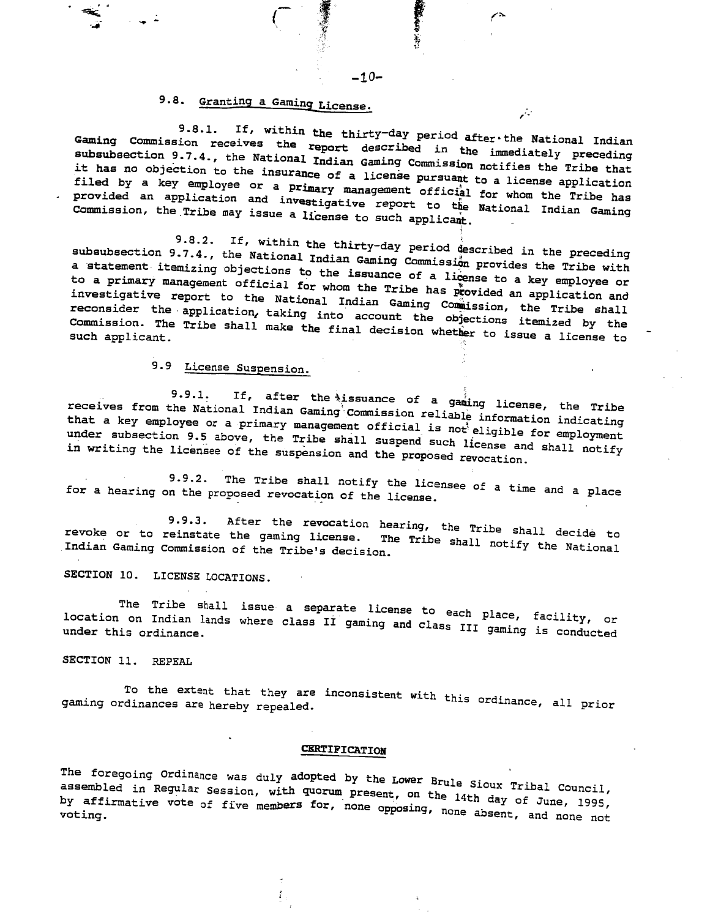### 9.8. Granting a Gaming License.

9.8.1. If, within the thirty-day period after the National Indian Gaming Commission receives the report described in the immediately preceding subsubsection 9.7.4., the National Indian Gaming Commission notifies the Tribe that it has no objection to the insurance of a license pursuant to a license application filed by a key employee or a primary management official for whom the Tribe has provided an application and investigative report to the National Indian Gaming Commission, the Tribe may issue a license to such applicant.

9.8.2. If, within the thirty-day period described in the preceding subsubsection 9.7.4., the National Indian Gaming Commission provides the Tribe with a statement itemizing objections to the issuance of a license to a key employee or to a primary management official for whom the Tribe has provided an application and investigative report to the National Indian Gaming Commission, the Tribe shall reconsider the application, taking into account the objections itemized by the Commission. The Tribe shall make the final decision whether to issue a license to such applicant.

### 9.9 License Suspension.

9.9.1. If, after the issuance of a gaming license, the Tribe receives from the National Indian Gaming Commission reliable information indicating that a key employee or a primary management official is not eligible for employment under subsection 9.5 above, the Tribe shall suspend such license and shall notify in writing the licensee of the suspension and the proposed revocation.

9.9.2. The Tribe shall notify the licensee of a time and a place for a hearing on the proposed revocation of the license.

9.9.3. After the revocation hearing, the Tribe shall decide to revoke or to reinstate the gaming license. The Tribe shall notify the National Indian Gaming Commission of the Tribe's decision.

## SECTION 10. LICENSE LOCATIONS.

The Tribe shall issue a separate license to each place, facility, or location on Indian lands where class II gaming and class III gaming is conducted under this ordinance.

## SECTION 11. REPEAL

To the extent that they are inconsistent with this ordinance, all prior gaming ordinances are hereby repealed.

## CERTIFICATION

The foregoing Ordinance was duly adopted by the Lower Brule Sioux Tribal Council, assembled in Regular Session, with quorum present, on the 14th day of June, 1995, by affirmative vote of five members for, none opposing, none absent, and none not voting.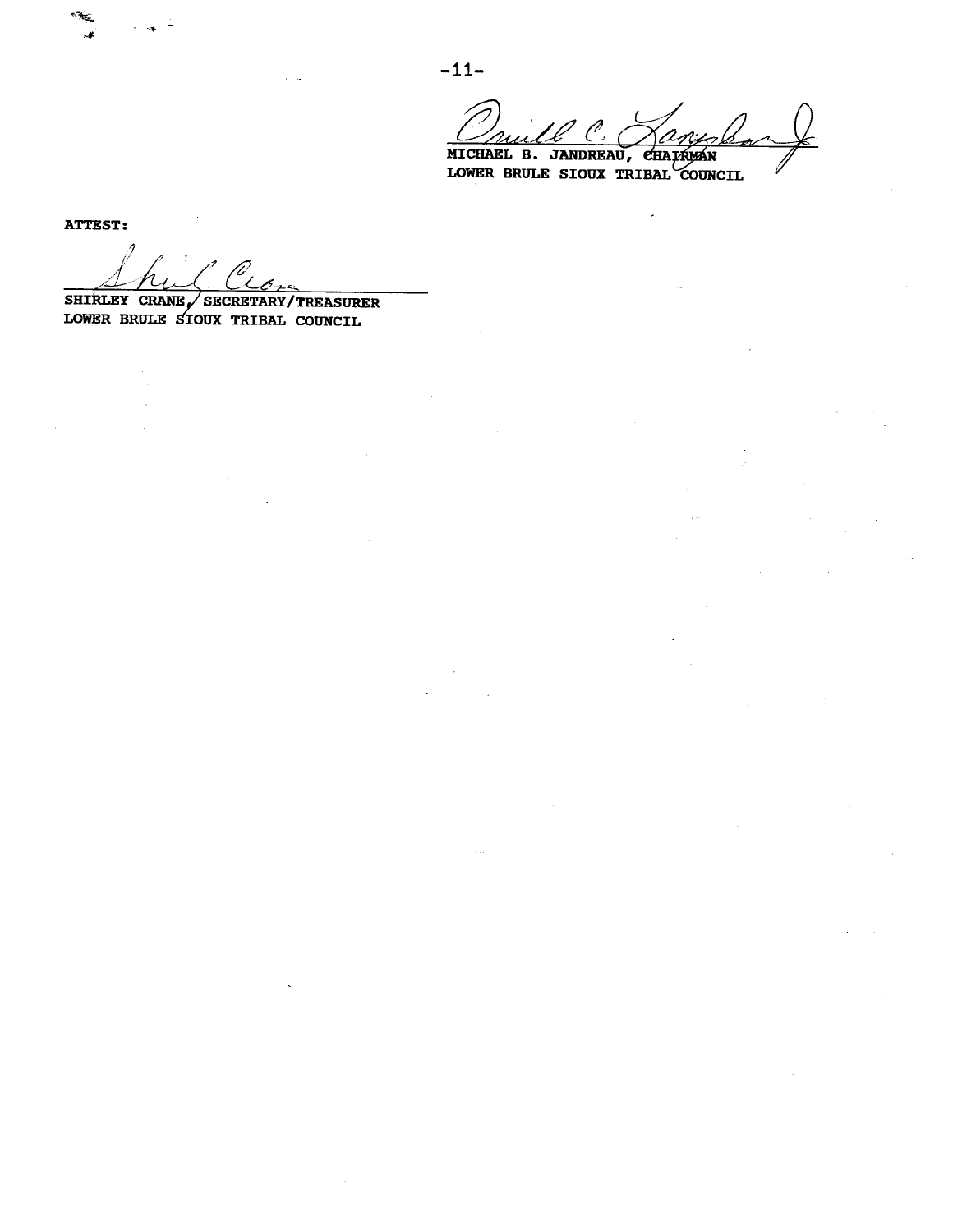MICHAEL B. JANDREAU, CHAIRMAN
LOWER BRULE SIOUX TRIBAL COUNCIL

**ATTEST:**

SHIRLEY CRANE, SECRETARY/TREASURER
LOWER BRULE SIOUX TRIBAL COUNCIL